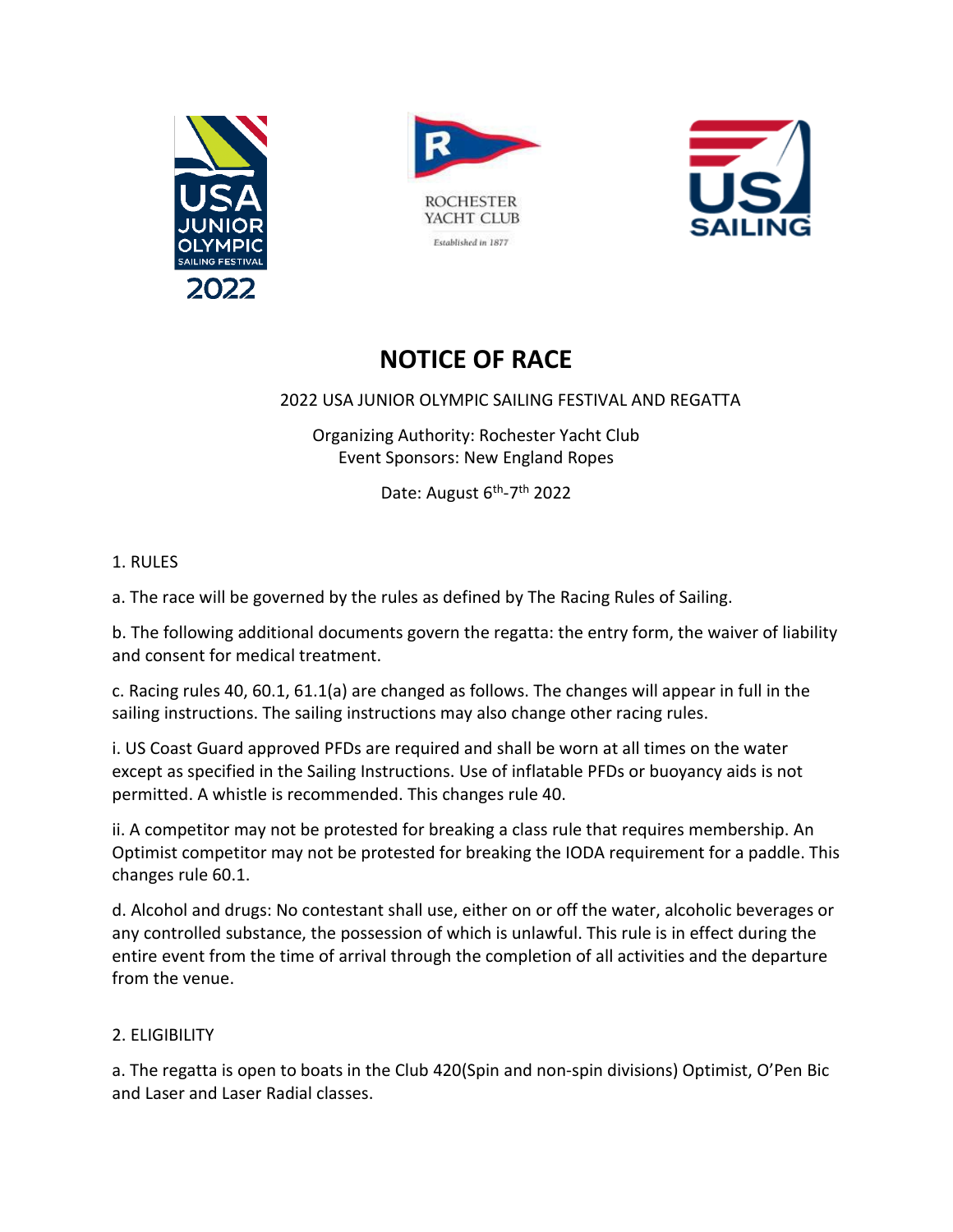# NOTICE OF RACE

2022 USA JUNIOR OLYMPIC SAILING FESTIVAL AND REGATTA

Organizing Authority: Rochester Yacht Club
Event Sponsors: New England Ropes

Date: August 6th-7th 2022

1. RULES

a. The race will be governed by the rules as defined by The Racing Rules of Sailing.

b. The following additional documents govern the regatta: the entry form, the waiver of liability and consent for medical treatment.

c. Racing rules 40, 60.1, 61.1(a) are changed as follows. The changes will appear in full in the sailing instructions. The sailing instructions may also change other racing rules.

i. US Coast Guard approved PFDs are required and shall be worn at all times on the water except as specified in the Sailing Instructions. Use of inflatable PFDs or buoyancy aids is not permitted. A whistle is recommended. This changes rule 40.

ii. A competitor may not be protested for breaking a class rule that requires membership. An Optimist competitor may not be protested for breaking the IODA requirement for a paddle. This changes rule 60.1.

d. Alcohol and drugs: No contestant shall use, either on or off the water, alcoholic beverages or any controlled substance, the possession of which is unlawful. This rule is in effect during the entire event from the time of arrival through the completion of all activities and the departure from the venue.

2. ELIGIBILITY

a. The regatta is open to boats in the Club 420(Spin and non-spin divisions) Optimist, O'Pen Bic and Laser and Laser Radial classes.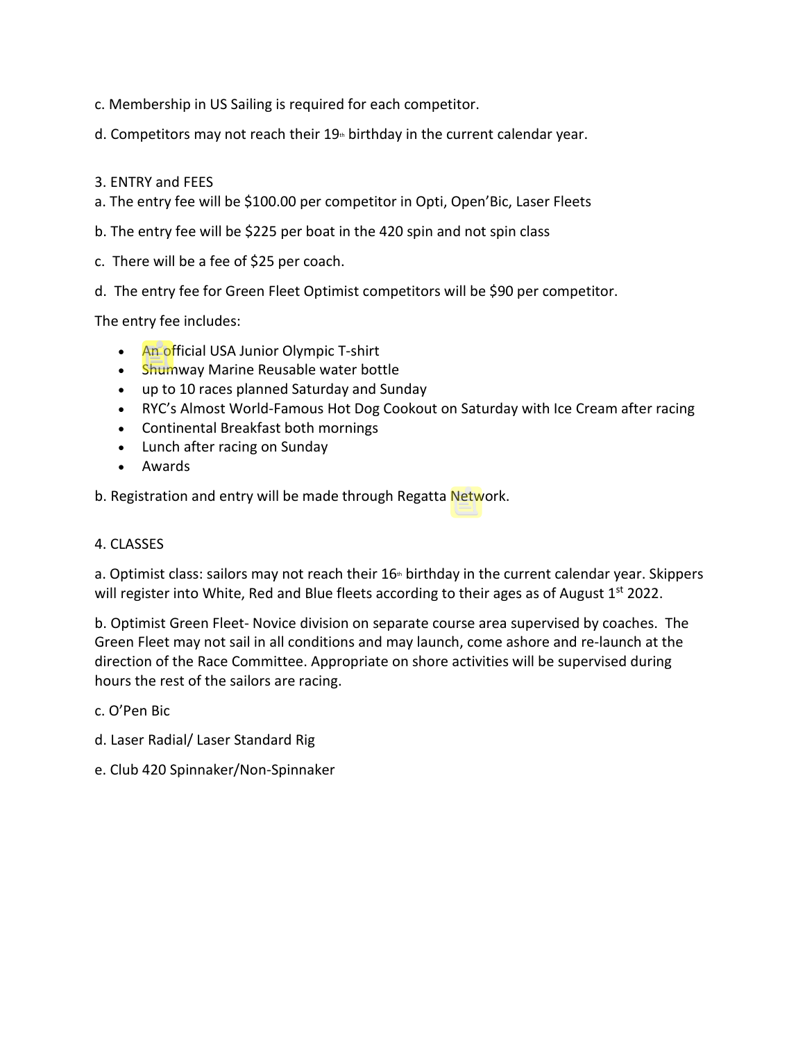c. Membership in US Sailing is required for each competitor.

d. Competitors may not reach their 19th birthday in the current calendar year.

3. ENTRY and FEES

a. The entry fee will be $100.00 per competitor in Opti, Open'Bic, Laser Fleets

b. The entry fee will be $225 per boat in the 420 spin and not spin class

c. There will be a fee of $25 per coach.

d. The entry fee for Green Fleet Optimist competitors will be $90 per competitor.

The entry fee includes:

- An official USA Junior Olympic T-shirt
- Shumway Marine Reusable water bottle
- up to 10 races planned Saturday and Sunday
- RYC's Almost World-Famous Hot Dog Cookout on Saturday with Ice Cream after racing
- Continental Breakfast both mornings
- Lunch after racing on Sunday
- Awards

b. Registration and entry will be made through Regatta Network.

4. CLASSES

a. Optimist class: sailors may not reach their 16th birthday in the current calendar year. Skippers will register into White, Red and Blue fleets according to their ages as of August 1st 2022.

b. Optimist Green Fleet- Novice division on separate course area supervised by coaches. The Green Fleet may not sail in all conditions and may launch, come ashore and re-launch at the direction of the Race Committee. Appropriate on shore activities will be supervised during hours the rest of the sailors are racing.

c. O'Pen Bic

d. Laser Radial/ Laser Standard Rig

e. Club 420 Spinnaker/Non-Spinnaker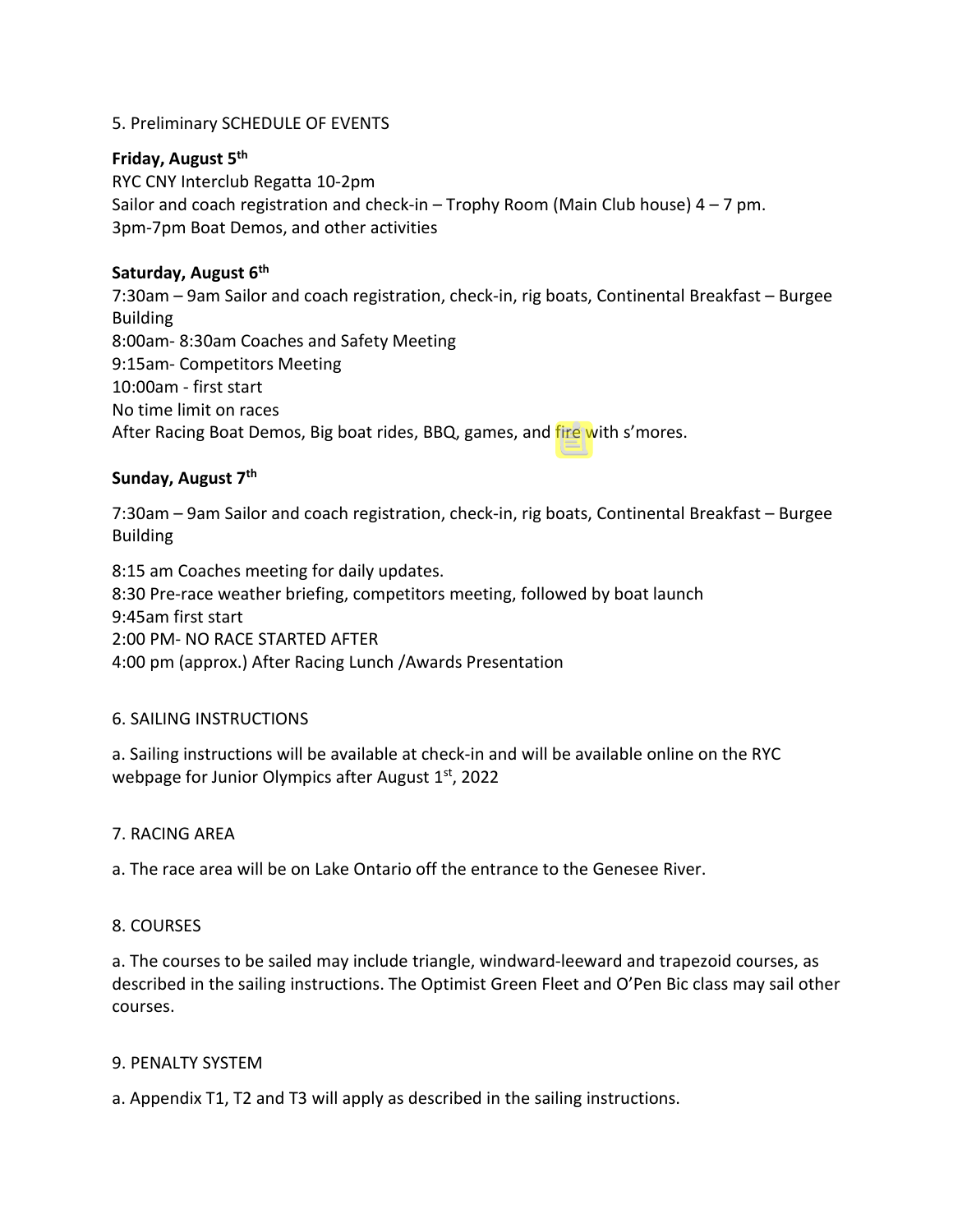5. Preliminary SCHEDULE OF EVENTS

**Friday, August 5th**

RYC CNY Interclub Regatta 10-2pm
Sailor and coach registration and check-in – Trophy Room (Main Club house) 4 – 7 pm.
3pm-7pm Boat Demos, and other activities

**Saturday, August 6th**

7:30am – 9am Sailor and coach registration, check-in, rig boats, Continental Breakfast – Burgee Building
8:00am- 8:30am Coaches and Safety Meeting
9:15am- Competitors Meeting
10:00am - first start
No time limit on races
After Racing Boat Demos, Big boat rides, BBQ, games, and fire with s'mores.

**Sunday, August 7th**

7:30am – 9am Sailor and coach registration, check-in, rig boats, Continental Breakfast – Burgee Building

8:15 am Coaches meeting for daily updates.
8:30 Pre-race weather briefing, competitors meeting, followed by boat launch
9:45am first start
2:00 PM- NO RACE STARTED AFTER
4:00 pm (approx.) After Racing Lunch /Awards Presentation

6. SAILING INSTRUCTIONS

a. Sailing instructions will be available at check-in and will be available online on the RYC webpage for Junior Olympics after August 1st, 2022

7. RACING AREA

a. The race area will be on Lake Ontario off the entrance to the Genesee River.

8. COURSES

a. The courses to be sailed may include triangle, windward-leeward and trapezoid courses, as described in the sailing instructions. The Optimist Green Fleet and O'Pen Bic class may sail other courses.

9. PENALTY SYSTEM

a. Appendix T1, T2 and T3 will apply as described in the sailing instructions.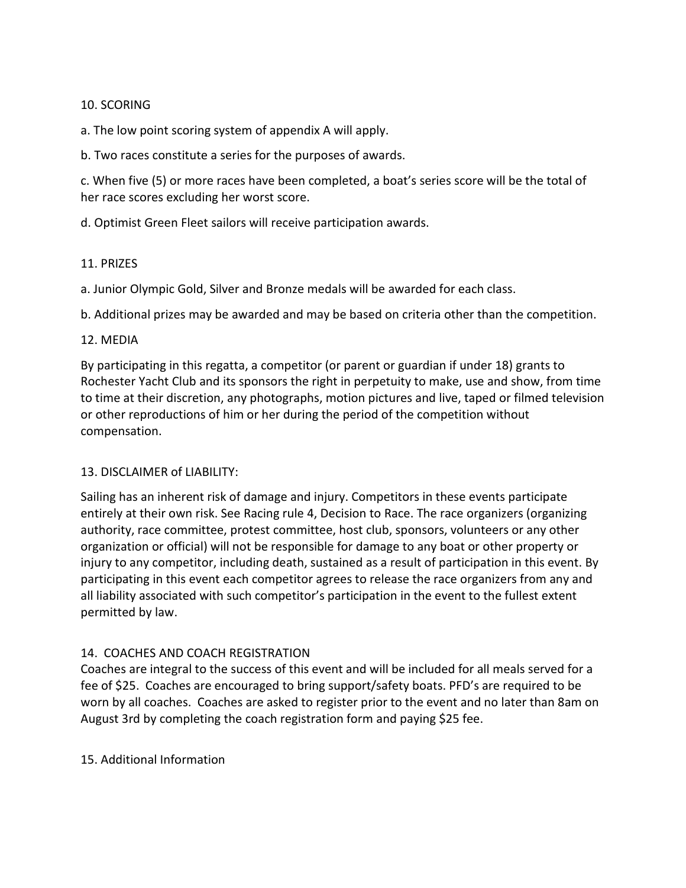## 10. SCORING

a. The low point scoring system of appendix A will apply.

b. Two races constitute a series for the purposes of awards.

c. When five (5) or more races have been completed, a boat's series score will be the total of her race scores excluding her worst score.

d. Optimist Green Fleet sailors will receive participation awards.

## 11. PRIZES

a. Junior Olympic Gold, Silver and Bronze medals will be awarded for each class.

b. Additional prizes may be awarded and may be based on criteria other than the competition.

## 12. MEDIA

By participating in this regatta, a competitor (or parent or guardian if under 18) grants to Rochester Yacht Club and its sponsors the right in perpetuity to make, use and show, from time to time at their discretion, any photographs, motion pictures and live, taped or filmed television or other reproductions of him or her during the period of the competition without compensation.

## 13. DISCLAIMER of LIABILITY:

Sailing has an inherent risk of damage and injury. Competitors in these events participate entirely at their own risk. See Racing rule 4, Decision to Race. The race organizers (organizing authority, race committee, protest committee, host club, sponsors, volunteers or any other organization or official) will not be responsible for damage to any boat or other property or injury to any competitor, including death, sustained as a result of participation in this event. By participating in this event each competitor agrees to release the race organizers from any and all liability associated with such competitor's participation in the event to the fullest extent permitted by law.

## 14. COACHES AND COACH REGISTRATION

Coaches are integral to the success of this event and will be included for all meals served for a fee of $25. Coaches are encouraged to bring support/safety boats. PFD's are required to be worn by all coaches. Coaches are asked to register prior to the event and no later than 8am on August 3rd by completing the coach registration form and paying $25 fee.

## 15. Additional Information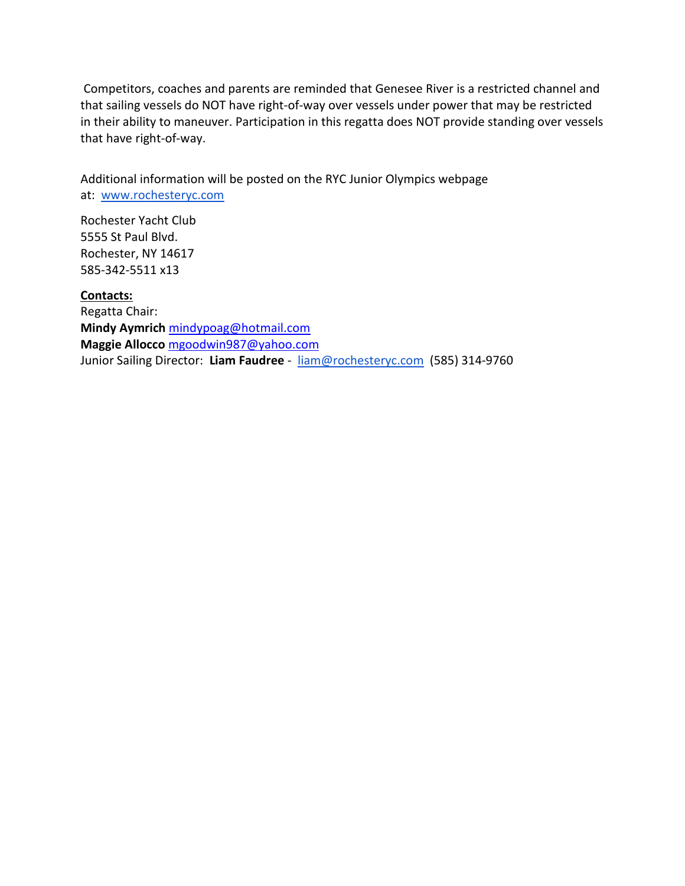Competitors, coaches and parents are reminded that Genesee River is a restricted channel and that sailing vessels do NOT have right-of-way over vessels under power that may be restricted in their ability to maneuver. Participation in this regatta does NOT provide standing over vessels that have right-of-way.

Additional information will be posted on the RYC Junior Olympics webpage at: www.rochesteryc.com

Rochester Yacht Club
5555 St Paul Blvd.
Rochester, NY 14617
585-342-5511 x13

**Contacts:**
Regatta Chair:
**Mindy Aymrich** mindypoag@hotmail.com
**Maggie Allocco** mgoodwin987@yahoo.com
Junior Sailing Director: **Liam Faudree** - liam@rochesteryc.com (585) 314-9760